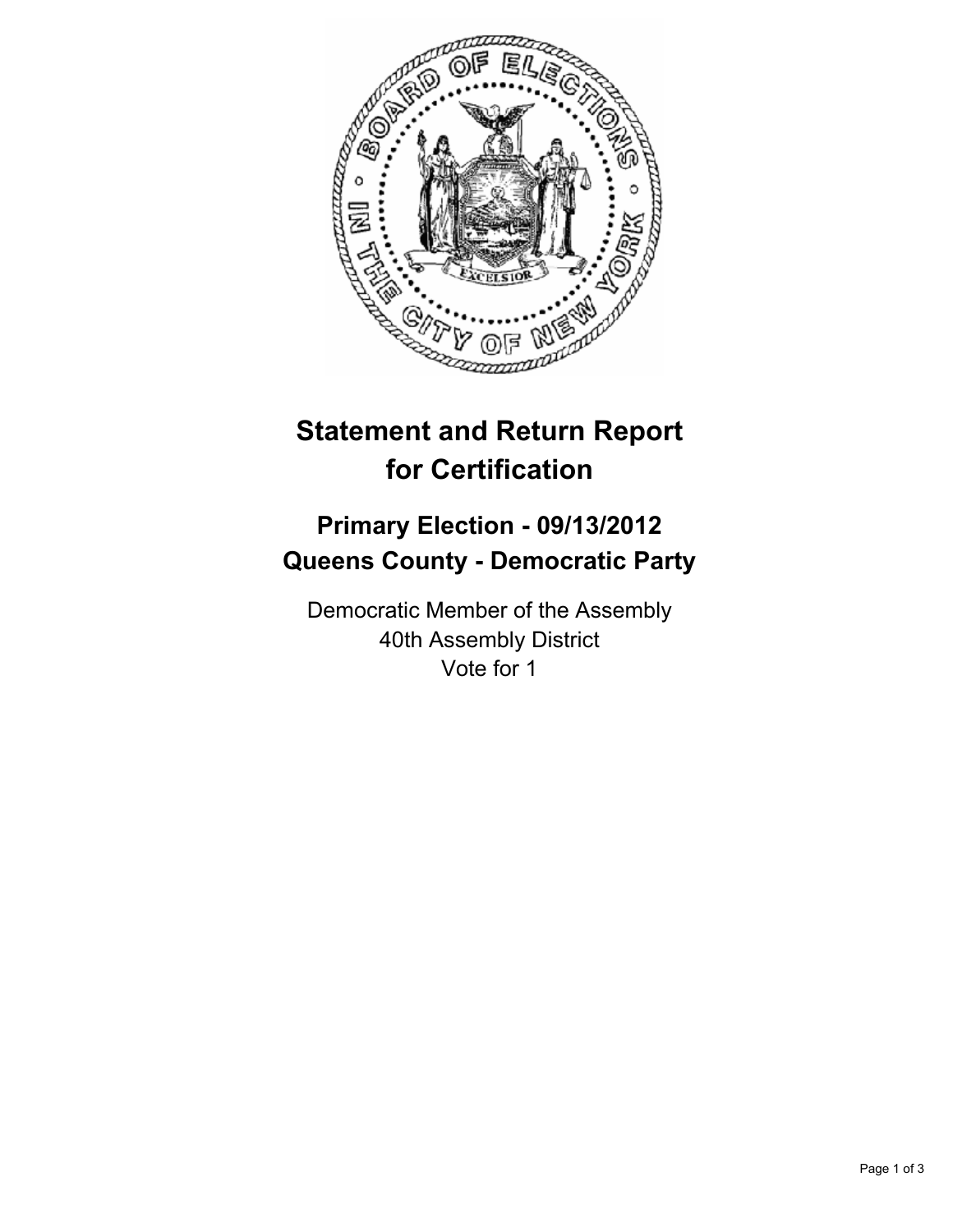# Statement and Return Report for Certification

## Primary Election - 09/13/2012
## Queens County - Democratic Party

Democratic Member of the Assembly
40th Assembly District
Vote for 1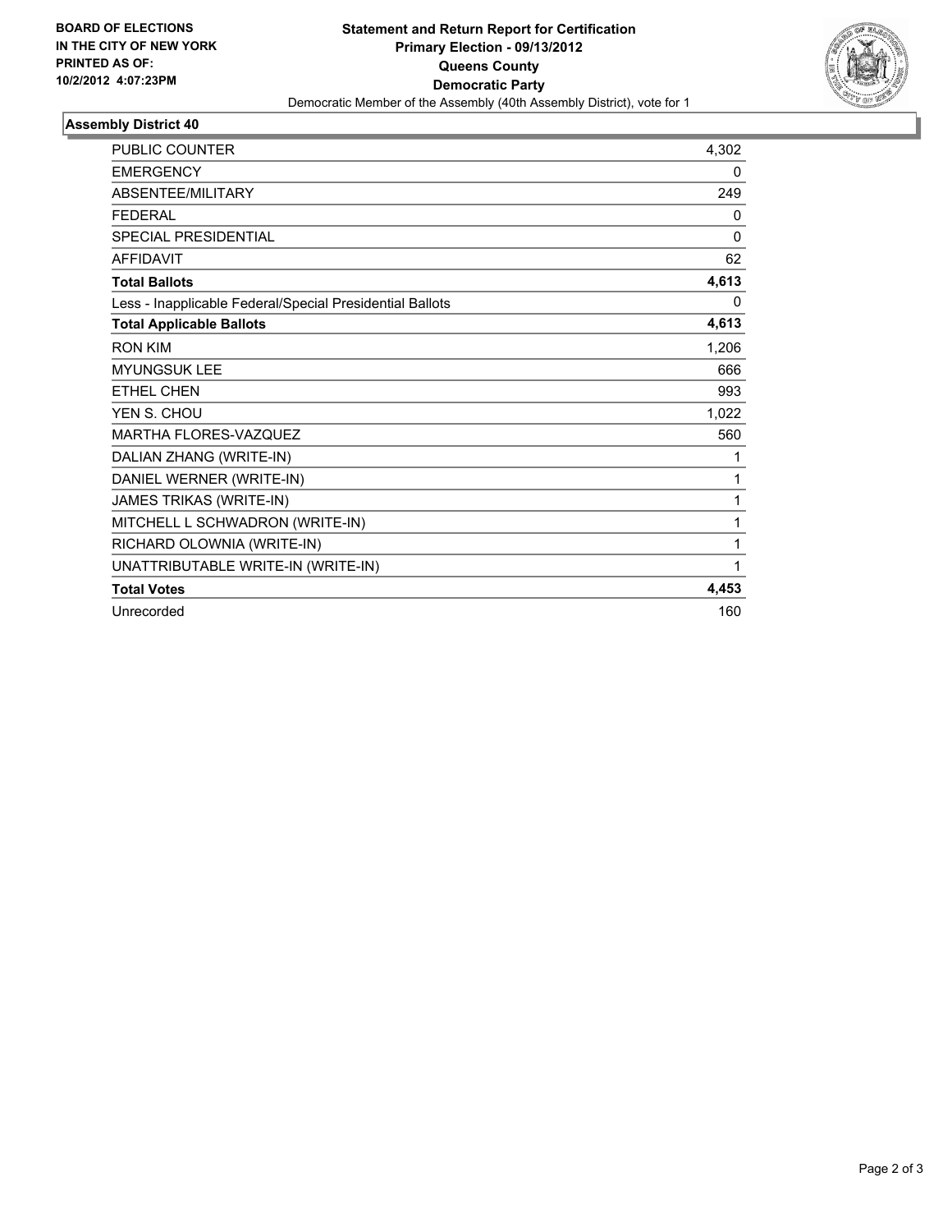**BOARD OF ELECTIONS IN THE CITY OF NEW YORK PRINTED AS OF: 10/2/2012 4:07:23PM**

# Statement and Return Report for Certification
## Primary Election - 09/13/2012
## Queens County
## Democratic Party

Democratic Member of the Assembly (40th Assembly District), vote for 1

### Assembly District 40

| | |
|---|---|
| PUBLIC COUNTER | 4,302 |
| EMERGENCY | 0 |
| ABSENTEE/MILITARY | 249 |
| FEDERAL | 0 |
| SPECIAL PRESIDENTIAL | 0 |
| AFFIDAVIT | 62 |
| **Total Ballots** | **4,613** |
| Less - Inapplicable Federal/Special Presidential Ballots | 0 |
| **Total Applicable Ballots** | **4,613** |
| RON KIM | 1,206 |
| MYUNGSUK LEE | 666 |
| ETHEL CHEN | 993 |
| YEN S. CHOU | 1,022 |
| MARTHA FLORES-VAZQUEZ | 560 |
| DALIAN ZHANG (WRITE-IN) | 1 |
| DANIEL WERNER (WRITE-IN) | 1 |
| JAMES TRIKAS (WRITE-IN) | 1 |
| MITCHELL L SCHWADRON (WRITE-IN) | 1 |
| RICHARD OLOWNIA (WRITE-IN) | 1 |
| UNATTRIBUTABLE WRITE-IN (WRITE-IN) | 1 |
| **Total Votes** | **4,453** |
| Unrecorded | 160 |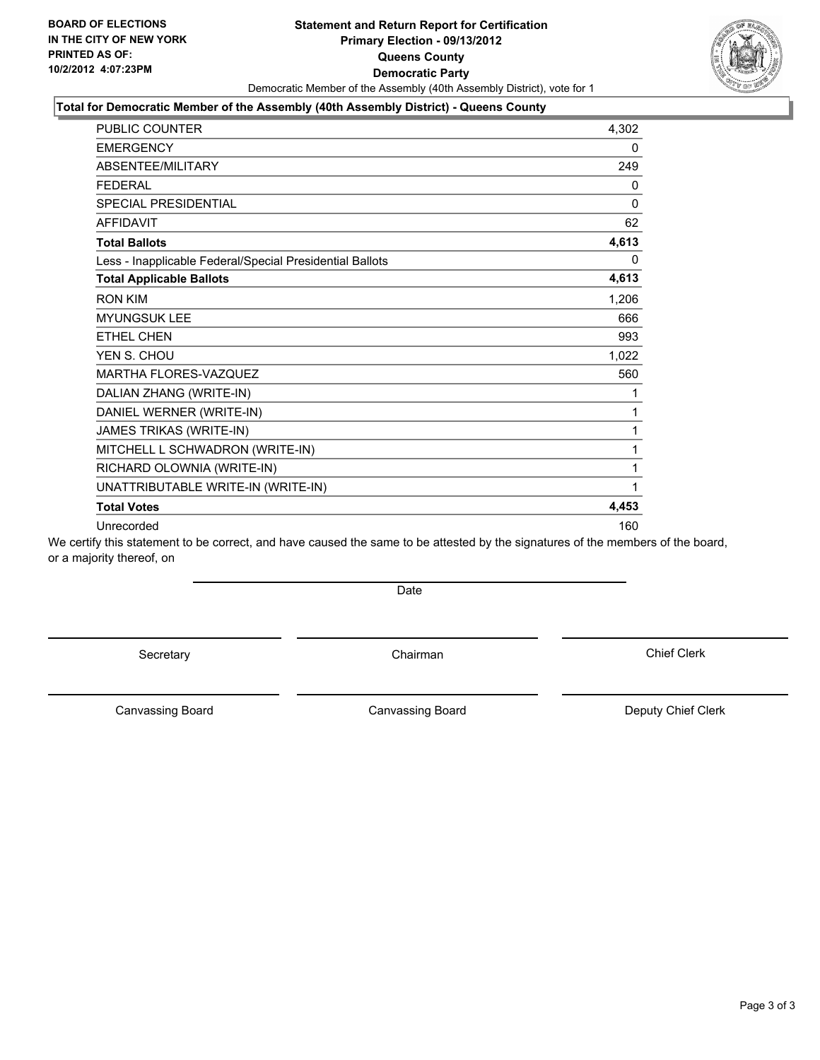**BOARD OF ELECTIONS IN THE CITY OF NEW YORK PRINTED AS OF: 10/2/2012 4:07:23PM**

**Statement and Return Report for Certification Primary Election - 09/13/2012 Queens County Democratic Party**

Democratic Member of the Assembly (40th Assembly District), vote for 1

**Total for Democratic Member of the Assembly (40th Assembly District) - Queens County**

| | |
|---|---|
| PUBLIC COUNTER | 4,302 |
| EMERGENCY | 0 |
| ABSENTEE/MILITARY | 249 |
| FEDERAL | 0 |
| SPECIAL PRESIDENTIAL | 0 |
| AFFIDAVIT | 62 |
| **Total Ballots** | **4,613** |
| Less - Inapplicable Federal/Special Presidential Ballots | 0 |
| **Total Applicable Ballots** | **4,613** |
| RON KIM | 1,206 |
| MYUNGSUK LEE | 666 |
| ETHEL CHEN | 993 |
| YEN S. CHOU | 1,022 |
| MARTHA FLORES-VAZQUEZ | 560 |
| DALIAN ZHANG (WRITE-IN) | 1 |
| DANIEL WERNER (WRITE-IN) | 1 |
| JAMES TRIKAS (WRITE-IN) | 1 |
| MITCHELL L SCHWADRON (WRITE-IN) | 1 |
| RICHARD OLOWNIA (WRITE-IN) | 1 |
| UNATTRIBUTABLE WRITE-IN (WRITE-IN) | 1 |
| **Total Votes** | **4,453** |
| Unrecorded | 160 |

We certify this statement to be correct, and have caused the same to be attested by the signatures of the members of the board, or a majority thereof, on

Date

Secretary

Chairman

Chief Clerk

Canvassing Board

Canvassing Board

Deputy Chief Clerk